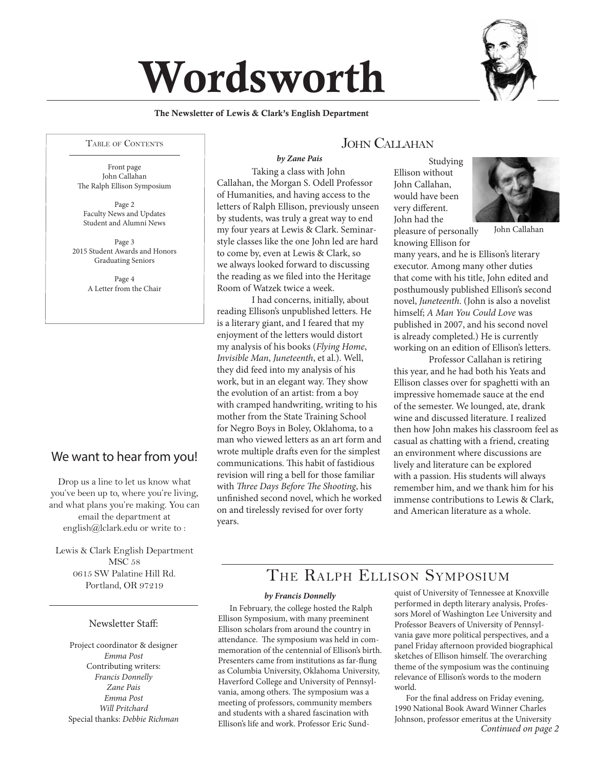# Wordsworth

**The Newsletter of Lewis & Clark's English Department**

Table of Contents

Front page
John Callahan
The Ralph Ellison Symposium

Page 2
Faculty News and Updates
Student and Alumni News

Page 3
2015 Student Awards and Honors
Graduating Seniors

Page 4
A Letter from the Chair

## John Callahan

***by Zane Pais***

Taking a class with John Callahan, the Morgan S. Odell Professor of Humanities, and having access to the letters of Ralph Ellison, previously unseen by students, was truly a great way to end my four years at Lewis & Clark. Seminar-style classes like the one John led are hard to come by, even at Lewis & Clark, so we always looked forward to discussing the reading as we filed into the Heritage Room of Watzek twice a week.

I had concerns, initially, about reading Ellison's unpublished letters. He is a literary giant, and I feared that my enjoyment of the letters would distort my analysis of his books (*Flying Home*, *Invisible Man*, *Juneteenth*, et al.). Well, they did feed into my analysis of his work, but in an elegant way. They show the evolution of an artist: from a boy with cramped handwriting, writing to his mother from the State Training School for Negro Boys in Boley, Oklahoma, to a man who viewed letters as an art form and wrote multiple drafts even for the simplest communications. This habit of fastidious revision will ring a bell for those familiar with *Three Days Before The Shooting*, his unfinished second novel, which he worked on and tirelessly revised for over forty years.

Studying Ellison without John Callahan, would have been very different. John had the pleasure of personally knowing Ellison for many years, and he is Ellison's literary executor. Among many other duties that come with his title, John edited and posthumously published Ellison's second novel, *Juneteenth*. (John is also a novelist himself; *A Man You Could Love* was published in 2007, and his second novel is already completed.) He is currently working on an edition of Ellison's letters.

John Callahan

Professor Callahan is retiring this year, and he had both his Yeats and Ellison classes over for spaghetti with an impressive homemade sauce at the end of the semester. We lounged, ate, drank wine and discussed literature. I realized then how John makes his classroom feel as casual as chatting with a friend, creating an environment where discussions are lively and literature can be explored with a passion. His students will always remember him, and we thank him for his immense contributions to Lewis & Clark, and American literature as a whole.

## The Ralph Ellison Symposium

***by Francis Donnelly***

In February, the college hosted the Ralph Ellison Symposium, with many preeminent Ellison scholars from around the country in attendance. The symposium was held in commemoration of the centennial of Ellison's birth. Presenters came from institutions as far-flung as Columbia University, Oklahoma University, Haverford College and University of Pennsylvania, among others. The symposium was a meeting of professors, community members and students with a shared fascination with Ellison's life and work. Professor Eric Sundquist of University of Tennessee at Knoxville performed in depth literary analysis, Professors Morel of Washington Lee University and Professor Beavers of University of Pennsylvania gave more political perspectives, and a panel Friday afternoon provided biographical sketches of Ellison himself. The overarching theme of the symposium was the continuing relevance of Ellison's words to the modern world.

For the final address on Friday evening, 1990 National Book Award Winner Charles Johnson, professor emeritus at the University

*Continued on page 2*

## We want to hear from you!

Drop us a line to let us know what you've been up to, where you're living, and what plans you're making. You can email the department at english@lclark.edu or write to :

Lewis & Clark English Department
MSC 58
0615 SW Palatine Hill Rd.
Portland, OR 97219

Newsletter Staff:

Project coordinator & designer
*Emma Post*
Contributing writers:
*Francis Donnelly*
*Zane Pais*
*Emma Post*
*Will Pritchard*
Special thanks: *Debbie Richman*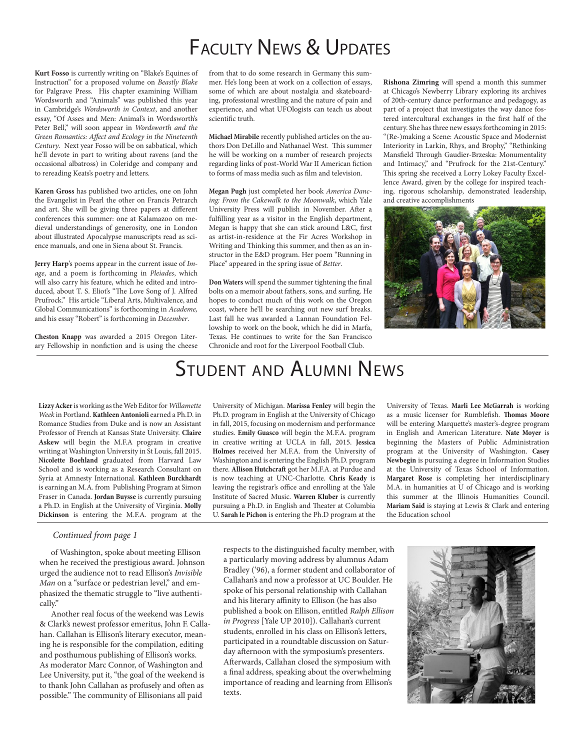# Faculty News & Updates

**Kurt Fosso** is currently writing on "Blake's Equines of Instruction" for a proposed volume on *Beastly Blake* for Palgrave Press. His chapter examining William Wordsworth and "Animals" was published this year in Cambridge's *Wordsworth in Context*, and another essay, "Of Asses and Men: Animal's in Wordsworth's Peter Bell," will soon appear in *Wordsworth and the Green Romantics: Affect and Ecology in the Nineteenth Century*. Next year Fosso will be on sabbatical, which he'll devote in part to writing about ravens (and the occasional albatross) in Coleridge and company and to rereading Keats's poetry and letters.

**Karen Gross** has published two articles, one on John the Evangelist in Pearl the other on Francis Petrarch and art. She will be giving three papers at different conferences this summer: one at Kalamazoo on medieval understandings of generosity, one in London about illustrated Apocalypse manuscripts read as science manuals, and one in Siena about St. Francis.

**Jerry Harp**'s poems appear in the current issue of *Image*, and a poem is forthcoming in *Pleiades*, which will also carry his feature, which he edited and introduced, about T. S. Eliot's "The Love Song of J. Alfred Prufrock." His article "Liberal Arts, Multivalence, and Global Communications" is forthcoming in *Academe,* and his essay "Robert" is forthcoming in *December*.

**Cheston Knapp** was awarded a 2015 Oregon Literary Fellowship in nonfiction and is using the cheese from that to do some research in Germany this summer. He's long been at work on a collection of essays, some of which are about nostalgia and skateboarding, professional wrestling and the nature of pain and experience, and what UFOlogists can teach us about scientific truth.

**Michael Mirabile** recently published articles on the authors Don DeLillo and Nathanael West. This summer he will be working on a number of research projects regarding links of post-World War II American fiction to forms of mass media such as film and television.

**Megan Pugh** just completed her book *America Dancing: From the Cakewalk to the Moonwalk*, which Yale University Press will publish in November. After a fulfilling year as a visitor in the English department, Megan is happy that she can stick around L&C, first as artist-in-residence at the Fir Acres Workshop in Writing and Thinking this summer, and then as an instructor in the E&D program. Her poem "Running in Place" appeared in the spring issue of *Better*.

**Don Waters** will spend the summer tightening the final bolts on a memoir about fathers, sons, and surfing. He hopes to conduct much of this work on the Oregon coast, where he'll be searching out new surf breaks. Last fall he was awarded a Lannan Foundation Fellowship to work on the book, which he did in Marfa, Texas. He continues to write for the San Francisco Chronicle and root for the Liverpool Football Club.

**Rishona Zimring** will spend a month this summer at Chicago's Newberry Library exploring its archives of 20th-century dance performance and pedagogy, as part of a project that investigates the way dance fostered intercultural exchanges in the first half of the century. She has three new essays forthcoming in 2015: "(Re-)making a Scene: Acoustic Space and Modernist Interiority in Larkin, Rhys, and Brophy," "Rethinking Mansfield Through Gaudier-Brzeska: Monumentality and Intimacy," and "Prufrock for the 21st-Century." This spring she received a Lorry Lokey Faculty Excellence Award, given by the college for inspired teaching, rigorous scholarship, demonstrated leadership, and creative accomplishments

# Student and Alumni News

**Lizzy Acker** is working as the Web Editor for *Willamette Week* in Portland. **Kathleen Antonioli** earned a Ph.D. in Romance Studies from Duke and is now an Assistant Professor of French at Kansas State University. **Claire Askew** will begin the M.F.A program in creative writing at Washington University in St Louis, fall 2015. **Nicolette Boehland** graduated from Harvard Law School and is working as a Research Consultant on Syria at Amnesty International. **Kathleen Burckhardt** is earning an M.A. from Publishing Program at Simon Fraser in Canada. **Jordan Buysse** is currently pursuing a Ph.D. in English at the University of Virginia. **Molly Dickinson** is entering the M.F.A. program at the University of Michigan. **Marissa Fenley** will begin the Ph.D. program in English at the University of Chicago in fall, 2015, focusing on modernism and performance studies. **Emily Guasco** will begin the M.F.A. program in creative writing at UCLA in fall, 2015. **Jessica Holmes** received her M.F.A. from the University of Washington and is entering the English Ph.D. program there. **Allison Hutchcraft** got her M.F.A. at Purdue and is now teaching at UNC-Charlotte. **Chris Keady** is leaving the registrar's office and enrolling at the Yale Institute of Sacred Music. **Warren Kluber** is currently pursuing a Ph.D. in English and Theater at Columbia U. **Sarah le Pichon** is entering the Ph.D program at the University of Texas. **Marli Lee McGarrah** is working as a music licenser for Rumblefish. **Thomas Moore** will be entering Marquette's master's-degree program in English and American Literature. **Nate Moyer** is beginning the Masters of Public Administration program at the University of Washington. **Casey Newbegin** is pursuing a degree in Information Studies at the University of Texas School of Information. **Margaret Rose** is completing her interdisciplinary M.A. in humanities at U of Chicago and is working this summer at the Illinois Humanities Council. **Mariam Said** is staying at Lewis & Clark and entering the Education school

*Continued from page 1*

of Washington, spoke about meeting Ellison when he received the prestigious award. Johnson urged the audience not to read Ellison's *Invisible Man* on a "surface or pedestrian level," and emphasized the thematic struggle to "live authentically."

Another real focus of the weekend was Lewis & Clark's newest professor emeritus, John F. Callahan. Callahan is Ellison's literary executor, meaning he is responsible for the compilation, editing and posthumous publishing of Ellison's works. As moderator Marc Connor, of Washington and Lee University, put it, "the goal of the weekend is to thank John Callahan as profusely and often as possible." The community of Ellisonians all paid respects to the distinguished faculty member, with a particularly moving address by alumnus Adam Bradley ('96), a former student and collaborator of Callahan's and now a professor at UC Boulder. He spoke of his personal relationship with Callahan and his literary affinity to Ellison (he has also published a book on Ellison, entitled *Ralph Ellison in Progress* [Yale UP 2010]). Callahan's current students, enrolled in his class on Ellison's letters, participated in a roundtable discussion on Saturday afternoon with the symposium's presenters. Afterwards, Callahan closed the symposium with a final address, speaking about the overwhelming importance of reading and learning from Ellison's texts.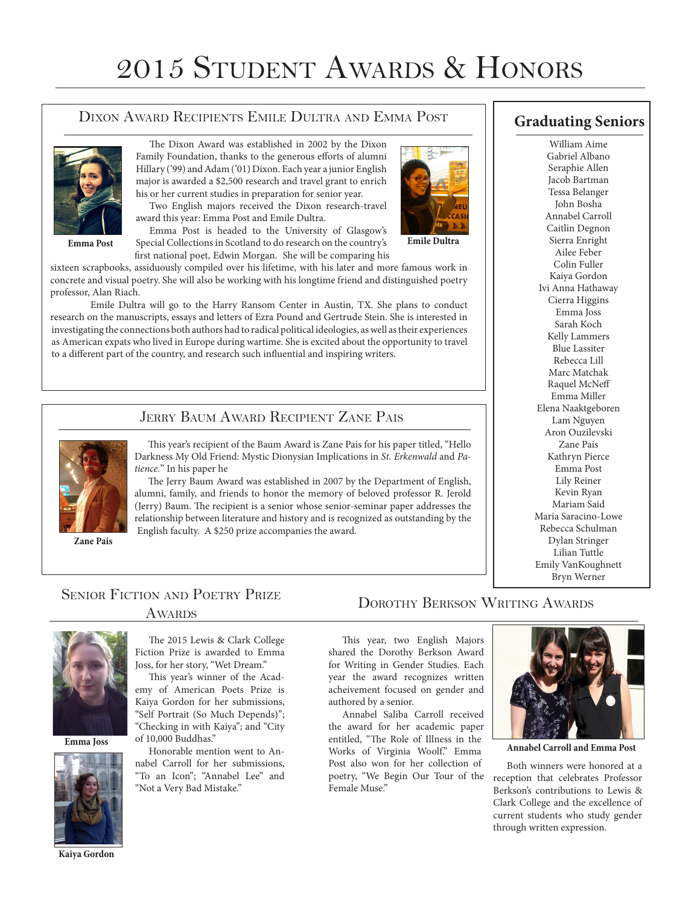# 2015 Student Awards & Honors

## Dixon Award Recipients Emile Dultra and Emma Post

Emma Post

Emile Dultra

The Dixon Award was established in 2002 by the Dixon Family Foundation, thanks to the generous efforts of alumni Hillary ('99) and Adam ('01) Dixon. Each year a junior English major is awarded a $2,500 research and travel grant to enrich his or her current studies in preparation for senior year.

Two English majors received the Dixon research-travel award this year: Emma Post and Emile Dultra.

Emma Post is headed to the University of Glasgow's Special Collections in Scotland to do research on the country's first national poet, Edwin Morgan. She will be comparing his sixteen scrapbooks, assiduously compiled over his lifetime, with his later and more famous work in concrete and visual poetry. She will also be working with his longtime friend and distinguished poetry professor, Alan Riach.

Emile Dultra will go to the Harry Ransom Center in Austin, TX. She plans to conduct research on the manuscripts, essays and letters of Ezra Pound and Gertrude Stein. She is interested in investigating the connections both authors had to radical political ideologies, as well as their experiences as American expats who lived in Europe during wartime. She is excited about the opportunity to travel to a different part of the country, and research such influential and inspiring writers.

## Jerry Baum Award Recipient Zane Pais

Zane Pais

This year's recipient of the Baum Award is Zane Pais for his paper titled, "Hello Darkness My Old Friend: Mystic Dionysian Implications in *St. Erkenwald* and *Patience.*" In his paper he

The Jerry Baum Award was established in 2007 by the Department of English, alumni, family, and friends to honor the memory of beloved professor R. Jerold (Jerry) Baum. The recipient is a senior whose senior-seminar paper addresses the relationship between literature and history and is recognized as outstanding by the English faculty. A $250 prize accompanies the award.

## Graduating Seniors

William Aime
Gabriel Albano
Seraphie Allen
Jacob Bartman
Tessa Belanger
John Bosha
Annabel Carroll
Caitlin Degnon
Sierra Enright
Ailee Feber
Colin Fuller
Kaiya Gordon
Ivi Anna Hathaway
Cierra Higgins
Emma Joss
Sarah Koch
Kelly Lammers
Blue Lassiter
Rebecca Lill
Marc Matchak
Raquel McNeff
Emma Miller
Elena Naaktgeboren
Lam Nguyen
Aron Ouzilevski
Zane Pais
Kathryn Pierce
Emma Post
Lily Reiner
Kevin Ryan
Mariam Said
Maria Saracino-Lowe
Rebecca Schulman
Dylan Stringer
Lilian Tuttle
Emily VanKoughnett
Bryn Werner

## Senior Fiction and Poetry Prize Awards

Emma Joss

Kaiya Gordon

The 2015 Lewis & Clark College Fiction Prize is awarded to Emma Joss, for her story, "Wet Dream."

This year's winner of the Academy of American Poets Prize is Kaiya Gordon for her submissions, "Self Portrait (So Much Depends)"; "Checking in with Kaiya"; and "City of 10,000 Buddhas."

Honorable mention went to Annabel Carroll for her submissions, "To an Icon"; "Annabel Lee" and "Not a Very Bad Mistake."

## Dorothy Berkson Writing Awards

This year, two English Majors shared the Dorothy Berkson Award for Writing in Gender Studies. Each year the award recognizes written acheivement focused on gender and authored by a senior.

Annabel Saliba Carroll received the award for her academic paper entitled, "The Role of Illness in the Works of Virginia Woolf." Emma Post also won for her collection of poetry, "We Begin Our Tour of the Female Muse."

Annabel Carroll and Emma Post

Both winners were honored at a reception that celebrates Professor Berkson's contributions to Lewis & Clark College and the excellence of current students who study gender through written expression.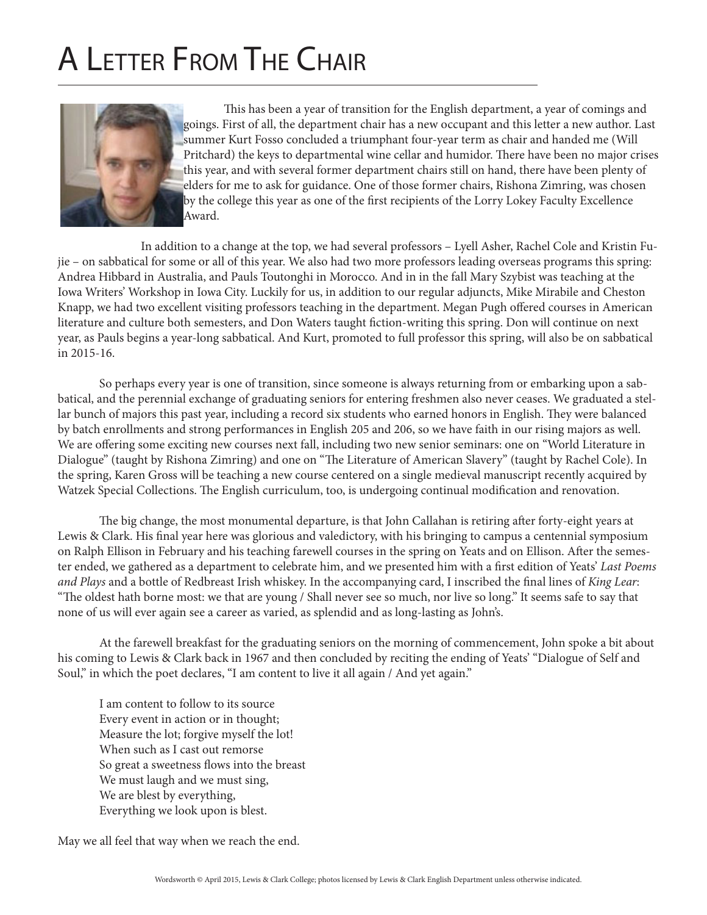# A Letter From The Chair

This has been a year of transition for the English department, a year of comings and goings. First of all, the department chair has a new occupant and this letter a new author. Last summer Kurt Fosso concluded a triumphant four-year term as chair and handed me (Will Pritchard) the keys to departmental wine cellar and humidor. There have been no major crises this year, and with several former department chairs still on hand, there have been plenty of elders for me to ask for guidance. One of those former chairs, Rishona Zimring, was chosen by the college this year as one of the first recipients of the Lorry Lokey Faculty Excellence Award.

In addition to a change at the top, we had several professors – Lyell Asher, Rachel Cole and Kristin Fujie – on sabbatical for some or all of this year. We also had two more professors leading overseas programs this spring: Andrea Hibbard in Australia, and Pauls Toutonghi in Morocco. And in in the fall Mary Szybist was teaching at the Iowa Writers' Workshop in Iowa City. Luckily for us, in addition to our regular adjuncts, Mike Mirabile and Cheston Knapp, we had two excellent visiting professors teaching in the department. Megan Pugh offered courses in American literature and culture both semesters, and Don Waters taught fiction-writing this spring. Don will continue on next year, as Pauls begins a year-long sabbatical. And Kurt, promoted to full professor this spring, will also be on sabbatical in 2015-16.

So perhaps every year is one of transition, since someone is always returning from or embarking upon a sabbatical, and the perennial exchange of graduating seniors for entering freshmen also never ceases. We graduated a stellar bunch of majors this past year, including a record six students who earned honors in English. They were balanced by batch enrollments and strong performances in English 205 and 206, so we have faith in our rising majors as well. We are offering some exciting new courses next fall, including two new senior seminars: one on "World Literature in Dialogue" (taught by Rishona Zimring) and one on "The Literature of American Slavery" (taught by Rachel Cole). In the spring, Karen Gross will be teaching a new course centered on a single medieval manuscript recently acquired by Watzek Special Collections. The English curriculum, too, is undergoing continual modification and renovation.

The big change, the most monumental departure, is that John Callahan is retiring after forty-eight years at Lewis & Clark. His final year here was glorious and valedictory, with his bringing to campus a centennial symposium on Ralph Ellison in February and his teaching farewell courses in the spring on Yeats and on Ellison. After the semester ended, we gathered as a department to celebrate him, and we presented him with a first edition of Yeats' *Last Poems and Plays* and a bottle of Redbreast Irish whiskey. In the accompanying card, I inscribed the final lines of *King Lear*: "The oldest hath borne most: we that are young / Shall never see so much, nor live so long." It seems safe to say that none of us will ever again see a career as varied, as splendid and as long-lasting as John's.

At the farewell breakfast for the graduating seniors on the morning of commencement, John spoke a bit about his coming to Lewis & Clark back in 1967 and then concluded by reciting the ending of Yeats' "Dialogue of Self and Soul," in which the poet declares, "I am content to live it all again / And yet again."

> I am content to follow to its source  
> Every event in action or in thought;  
> Measure the lot; forgive myself the lot!  
> When such as I cast out remorse  
> So great a sweetness flows into the breast  
> We must laugh and we must sing,  
> We are blest by everything,  
> Everything we look upon is blest.

May we all feel that way when we reach the end.

Wordsworth © April 2015, Lewis & Clark College; photos licensed by Lewis & Clark English Department unless otherwise indicated.